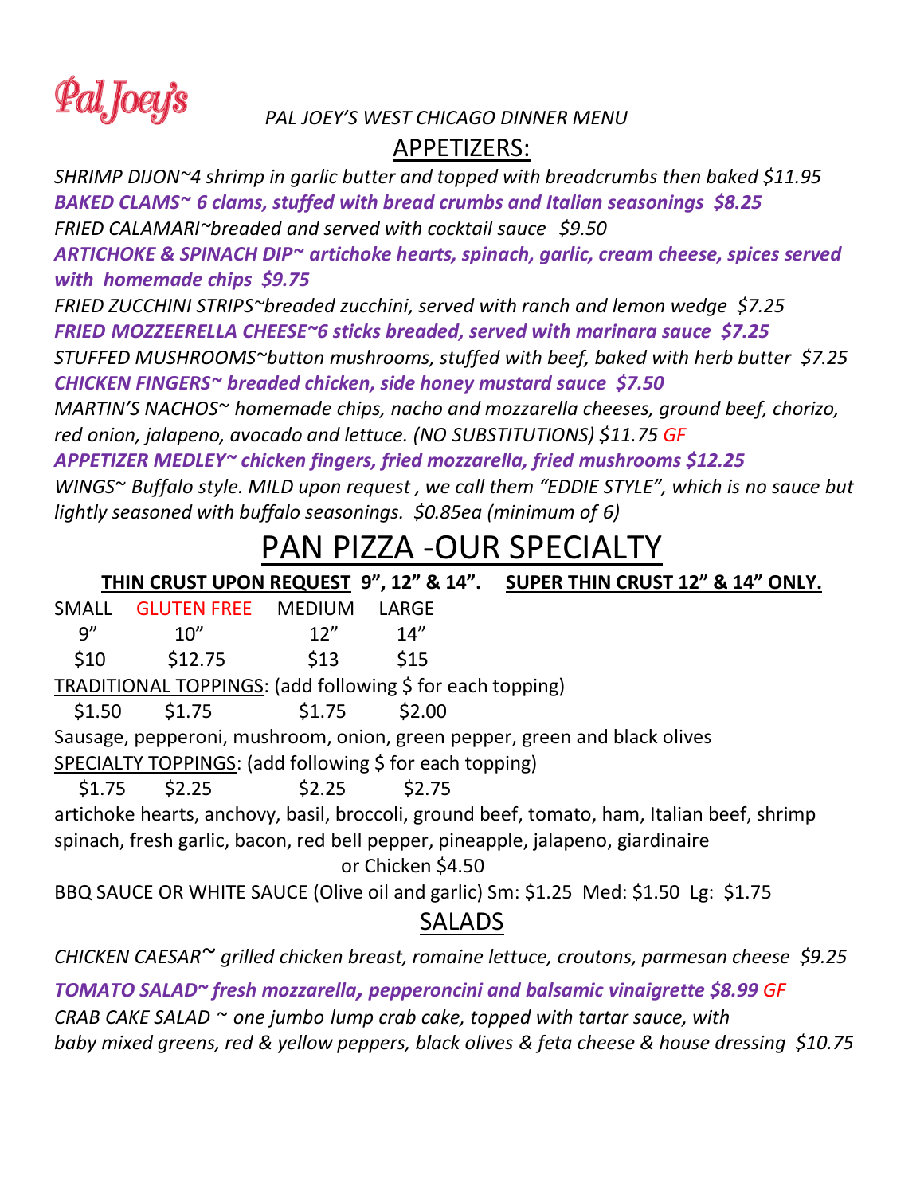# Pal Joey's

*PAL JOEY'S WEST CHICAGO DINNER MENU*

## APPETIZERS:

*SHRIMP DIJON~4 shrimp in garlic butter and topped with breadcrumbs then baked $11.95*

***BAKED CLAMS~ 6 clams, stuffed with bread crumbs and Italian seasonings $8.25***

*FRIED CALAMARI~breaded and served with cocktail sauce $9.50*

***ARTICHOKE & SPINACH DIP~ artichoke hearts, spinach, garlic, cream cheese, spices served with homemade chips $9.75***

*FRIED ZUCCHINI STRIPS~breaded zucchini, served with ranch and lemon wedge $7.25*

***FRIED MOZZEERELLA CHEESE~6 sticks breaded, served with marinara sauce $7.25***

*STUFFED MUSHROOMS~button mushrooms, stuffed with beef, baked with herb butter $7.25*

***CHICKEN FINGERS~ breaded chicken, side honey mustard sauce $7.50***

*MARTIN'S NACHOS~ homemade chips, nacho and mozzarella cheeses, ground beef, chorizo, red onion, jalapeno, avocado and lettuce. (NO SUBSTITUTIONS) $11.75 GF*

***APPETIZER MEDLEY~ chicken fingers, fried mozzarella, fried mushrooms $12.25***

*WINGS~ Buffalo style. MILD upon request , we call them "EDDIE STYLE", which is no sauce but lightly seasoned with buffalo seasonings. $0.85ea (minimum of 6)*

## PAN PIZZA -OUR SPECIALTY

**THIN CRUST UPON REQUEST 9", 12" & 14".** **SUPER THIN CRUST 12" & 14" ONLY.**

| SMALL | GLUTEN FREE | MEDIUM | LARGE |
|---|---|---|---|
| 9" | 10" | 12" | 14" |
| $10 | $12.75 | $13 | $15 |

TRADITIONAL TOPPINGS: (add following $ for each topping)

| $1.50 | $1.75 | $1.75 | $2.00 |
|---|---|---|---|

Sausage, pepperoni, mushroom, onion, green pepper, green and black olives

SPECIALTY TOPPINGS: (add following $ for each topping)

| $1.75 | $2.25 | $2.25 | $2.75 |
|---|---|---|---|

artichoke hearts, anchovy, basil, broccoli, ground beef, tomato, ham, Italian beef, shrimp spinach, fresh garlic, bacon, red bell pepper, pineapple, jalapeno, giardinaire

or Chicken $4.50

BBQ SAUCE OR WHITE SAUCE (Olive oil and garlic) Sm: $1.25 Med: $1.50 Lg: $1.75

## SALADS

*CHICKEN CAESAR~ grilled chicken breast, romaine lettuce, croutons, parmesan cheese $9.25*

***TOMATO SALAD~ fresh mozzarella, pepperoncini and balsamic vinaigrette $8.99*** *GF*

*CRAB CAKE SALAD ~ one jumbo lump crab cake, topped with tartar sauce, with baby mixed greens, red & yellow peppers, black olives & feta cheese & house dressing $10.75*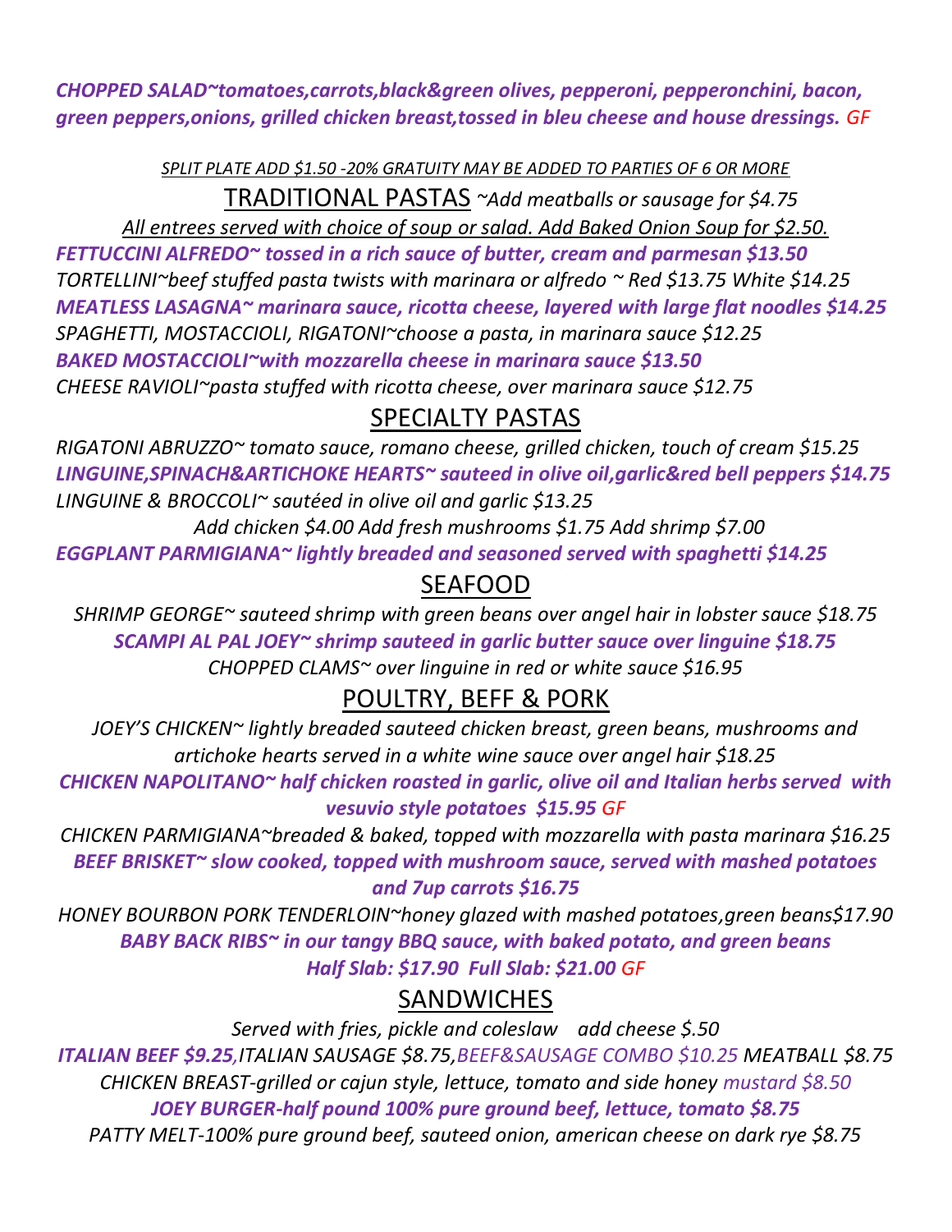***CHOPPED SALAD~tomatoes,carrots,black&green olives, pepperoni, pepperonchini, bacon, green peppers,onions, grilled chicken breast,tossed in bleu cheese and house dressings.*** *GF*

*SPLIT PLATE ADD $1.50 -20% GRATUITY MAY BE ADDED TO PARTIES OF 6 OR MORE*

## TRADITIONAL PASTAS *~Add meatballs or sausage for $4.75*

*All entrees served with choice of soup or salad. Add Baked Onion Soup for $2.50.*

***FETTUCCINI ALFREDO~ tossed in a rich sauce of butter, cream and parmesan $13.50***

*TORTELLINI~beef stuffed pasta twists with marinara or alfredo ~ Red $13.75 White $14.25*

***MEATLESS LASAGNA~ marinara sauce, ricotta cheese, layered with large flat noodles $14.25***

*SPAGHETTI, MOSTACCIOLI, RIGATONI~choose a pasta, in marinara sauce $12.25*

***BAKED MOSTACCIOLI~with mozzarella cheese in marinara sauce $13.50***

*CHEESE RAVIOLI~pasta stuffed with ricotta cheese, over marinara sauce $12.75*

## SPECIALTY PASTAS

*RIGATONI ABRUZZO~ tomato sauce, romano cheese, grilled chicken, touch of cream $15.25*

***LINGUINE,SPINACH&ARTICHOKE HEARTS~ sauteed in olive oil,garlic&red bell peppers $14.75***

*LINGUINE & BROCCOLI~ sautéed in olive oil and garlic $13.25*

*Add chicken $4.00 Add fresh mushrooms $1.75 Add shrimp $7.00*

***EGGPLANT PARMIGIANA~ lightly breaded and seasoned served with spaghetti $14.25***

## SEAFOOD

*SHRIMP GEORGE~ sauteed shrimp with green beans over angel hair in lobster sauce $18.75*

***SCAMPI AL PAL JOEY~ shrimp sauteed in garlic butter sauce over linguine $18.75***

*CHOPPED CLAMS~ over linguine in red or white sauce $16.95*

## POULTRY, BEFF & PORK

*JOEY'S CHICKEN~ lightly breaded sauteed chicken breast, green beans, mushrooms and artichoke hearts served in a white wine sauce over angel hair $18.25*

***CHICKEN NAPOLITANO~ half chicken roasted in garlic, olive oil and Italian herbs served with vesuvio style potatoes $15.95*** *GF*

*CHICKEN PARMIGIANA~breaded & baked, topped with mozzarella with pasta marinara $16.25*

***BEEF BRISKET~ slow cooked, topped with mushroom sauce, served with mashed potatoes and 7up carrots $16.75***

*HONEY BOURBON PORK TENDERLOIN~honey glazed with mashed potatoes,green beans$17.90*

***BABY BACK RIBS~ in our tangy BBQ sauce, with baked potato, and green beans***
***Half Slab: $17.90 Full Slab: $21.00*** *GF*

## SANDWICHES

*Served with fries, pickle and coleslaw add cheese $.50*

***ITALIAN BEEF $9.25****,ITALIAN SAUSAGE $8.75,BEEF&SAUSAGE COMBO $10.25 MEATBALL $8.75*

*CHICKEN BREAST-grilled or cajun style, lettuce, tomato and side honey mustard $8.50*

***JOEY BURGER-half pound 100% pure ground beef, lettuce, tomato $8.75***

*PATTY MELT-100% pure ground beef, sauteed onion, american cheese on dark rye $8.75*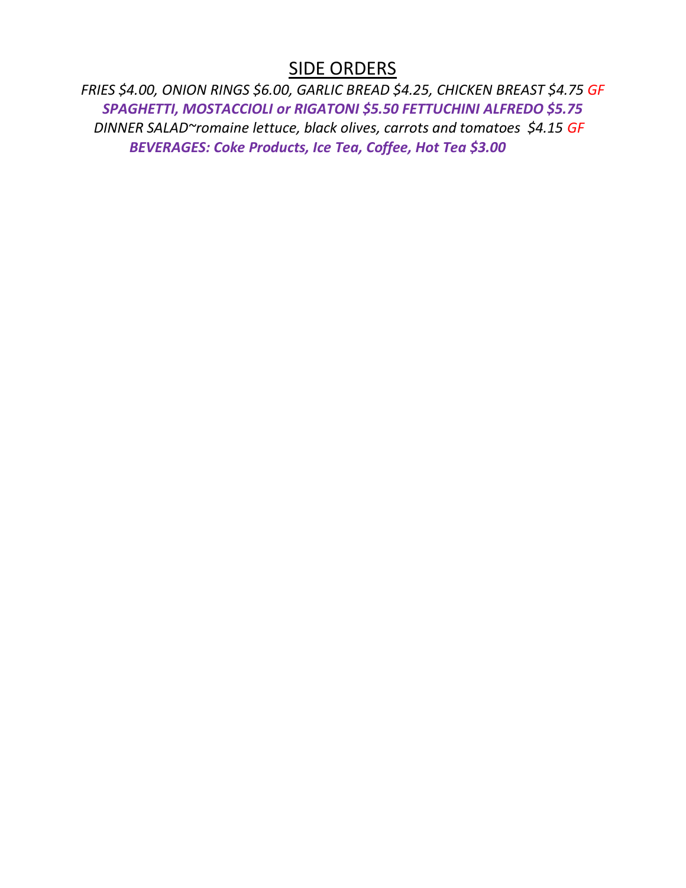## SIDE ORDERS

*FRIES $4.00, ONION RINGS $6.00, GARLIC BREAD $4.25, CHICKEN BREAST $4.75 GF*

***SPAGHETTI, MOSTACCIOLI or RIGATONI $5.50 FETTUCHINI ALFREDO $5.75***

*DINNER SALAD~romaine lettuce, black olives, carrots and tomatoes $4.15 GF*

***BEVERAGES: Coke Products, Ice Tea, Coffee, Hot Tea $3.00***